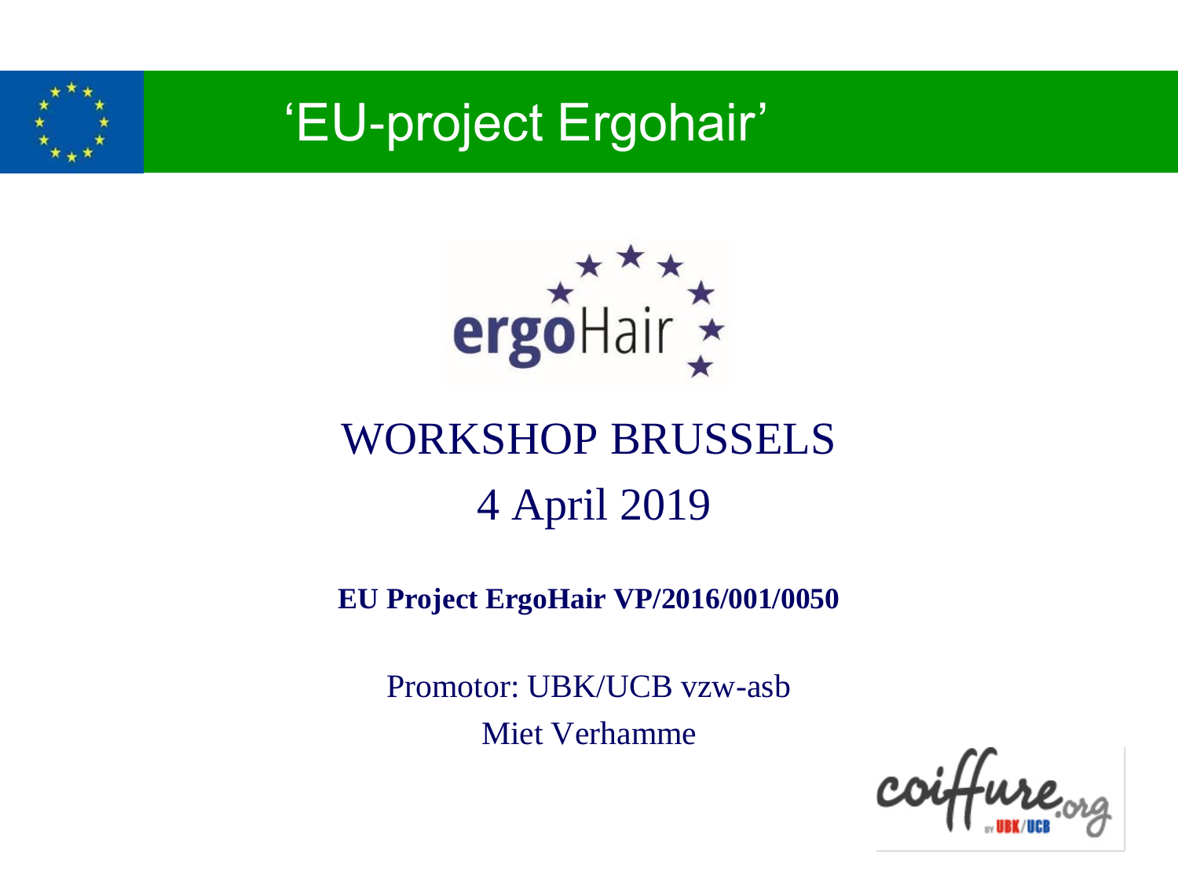# ‘EU-project Ergohair’

ergoHair

## WORKSHOP BRUSSELS
## 4 April 2019

**EU Project ErgoHair VP/2016/001/0050**

Promotor: UBK/UCB vzw-asb

Miet Verhamme

coiffure.org by UBK/UCB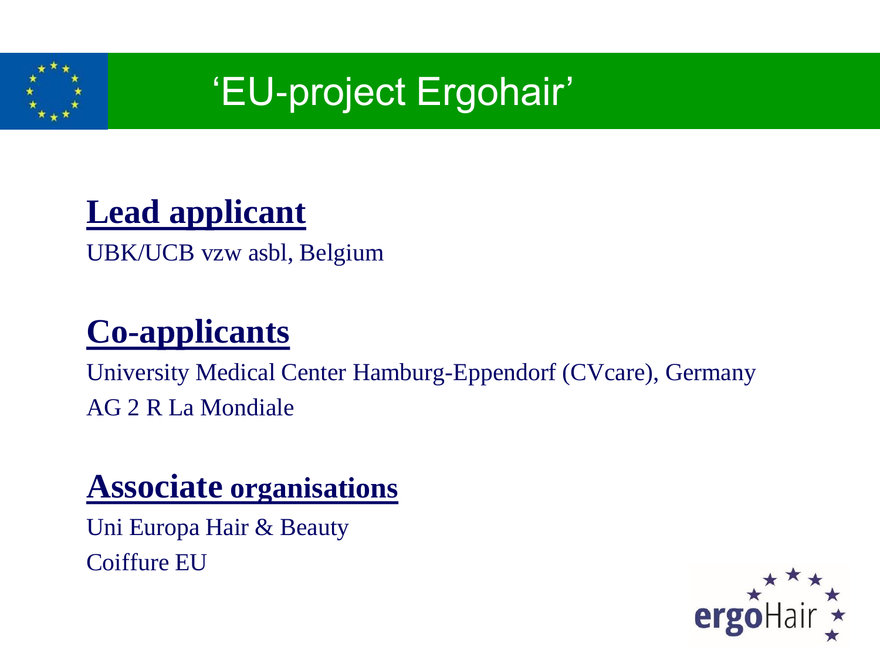# 'EU-project Ergohair'

## Lead applicant

UBK/UCB vzw asbl, Belgium

## Co-applicants

University Medical Center Hamburg-Eppendorf (CVcare), Germany

AG 2 R La Mondiale

## Associate organisations

Uni Europa Hair & Beauty

Coiffure EU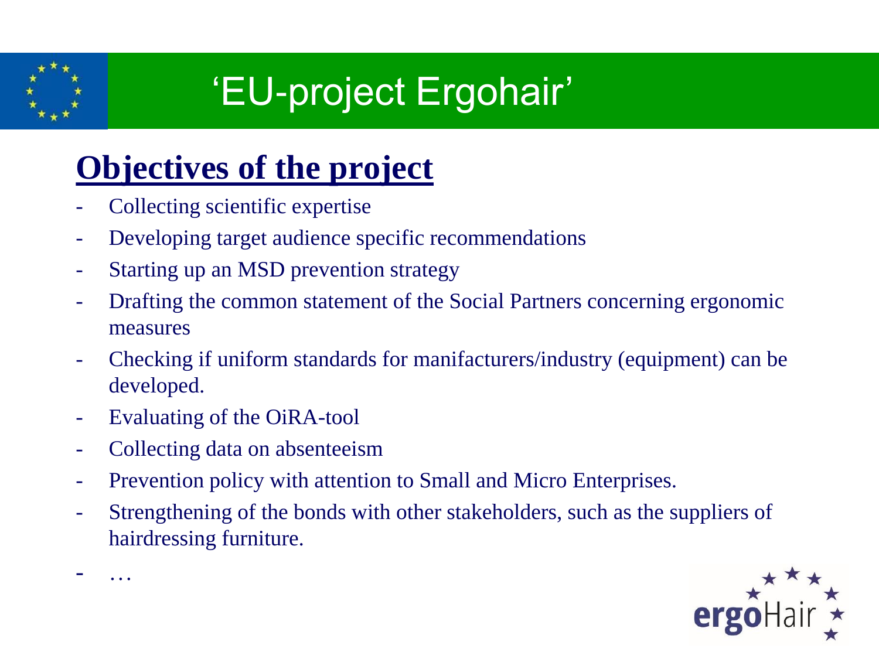# 'EU-project Ergohair'

## Objectives of the project

- Collecting scientific expertise
- Developing target audience specific recommendations
- Starting up an MSD prevention strategy
- Drafting the common statement of the Social Partners concerning ergonomic measures
- Checking if uniform standards for manifacturers/industry (equipment) can be developed.
- Evaluating of the OiRA-tool
- Collecting data on absenteeism
- Prevention policy with attention to Small and Micro Enterprises.
- Strengthening of the bonds with other stakeholders, such as the suppliers of hairdressing furniture.
- …

ergoHair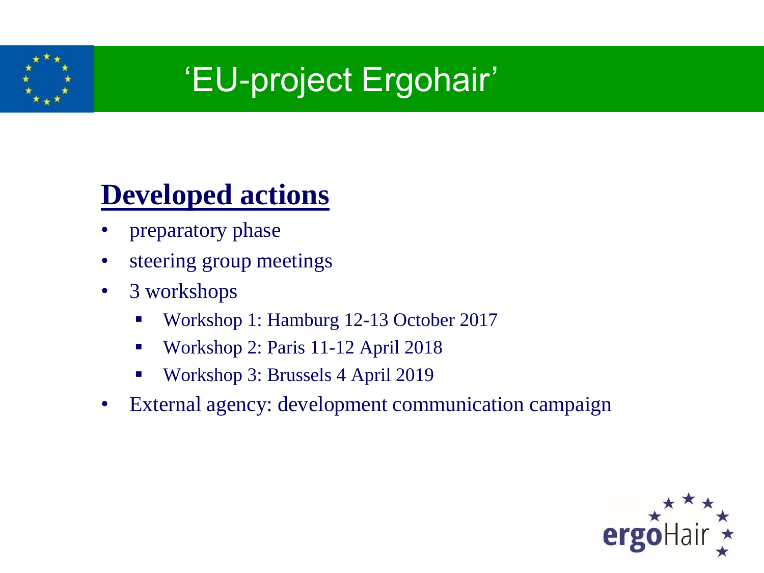# ‘EU-project Ergohair’

## Developed actions

- preparatory phase
- steering group meetings
- 3 workshops
  - Workshop 1: Hamburg 12-13 October 2017
  - Workshop 2: Paris 11-12 April 2018
  - Workshop 3: Brussels 4 April 2019
- External agency: development communication campaign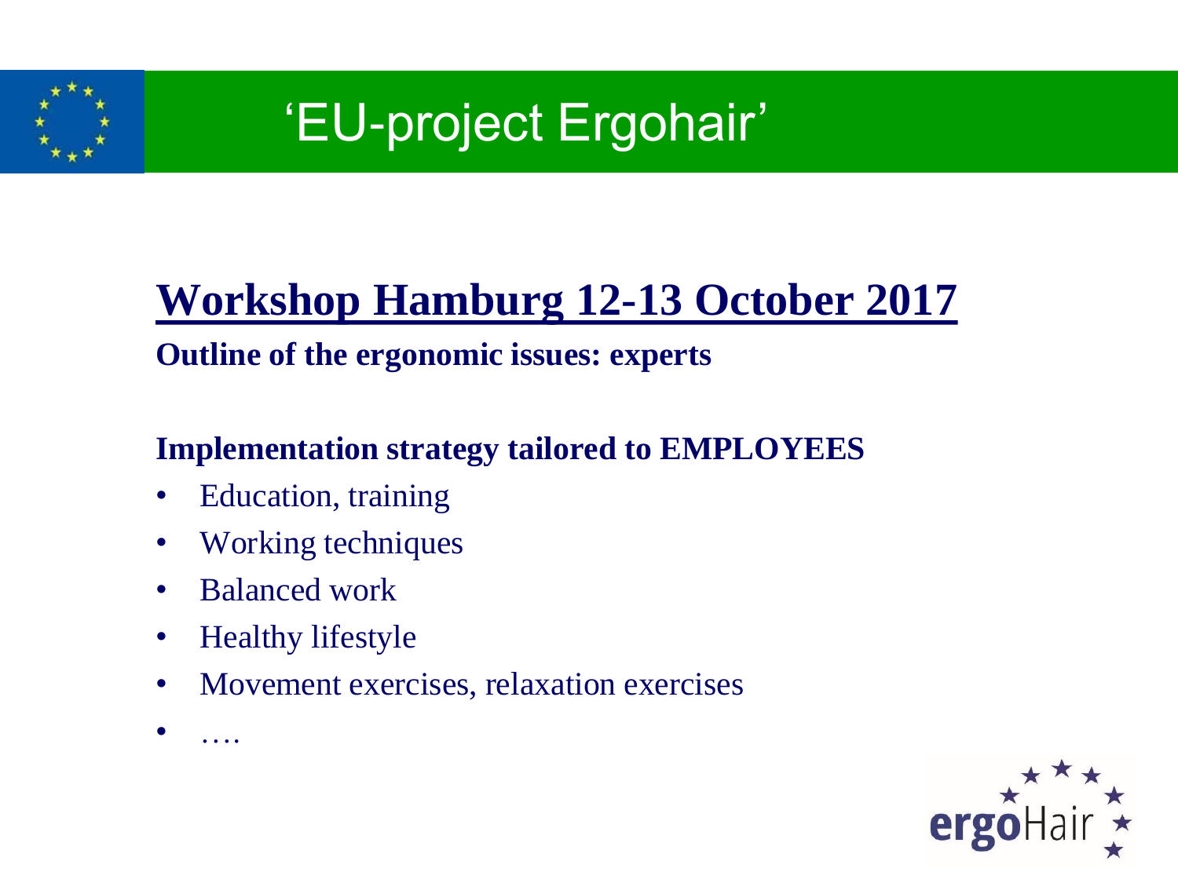# 'EU-project Ergohair'

## Workshop Hamburg 12-13 October 2017

**Outline of the ergonomic issues: experts**

**Implementation strategy tailored to EMPLOYEES**

- Education, training
- Working techniques
- Balanced work
- Healthy lifestyle
- Movement exercises, relaxation exercises
- ….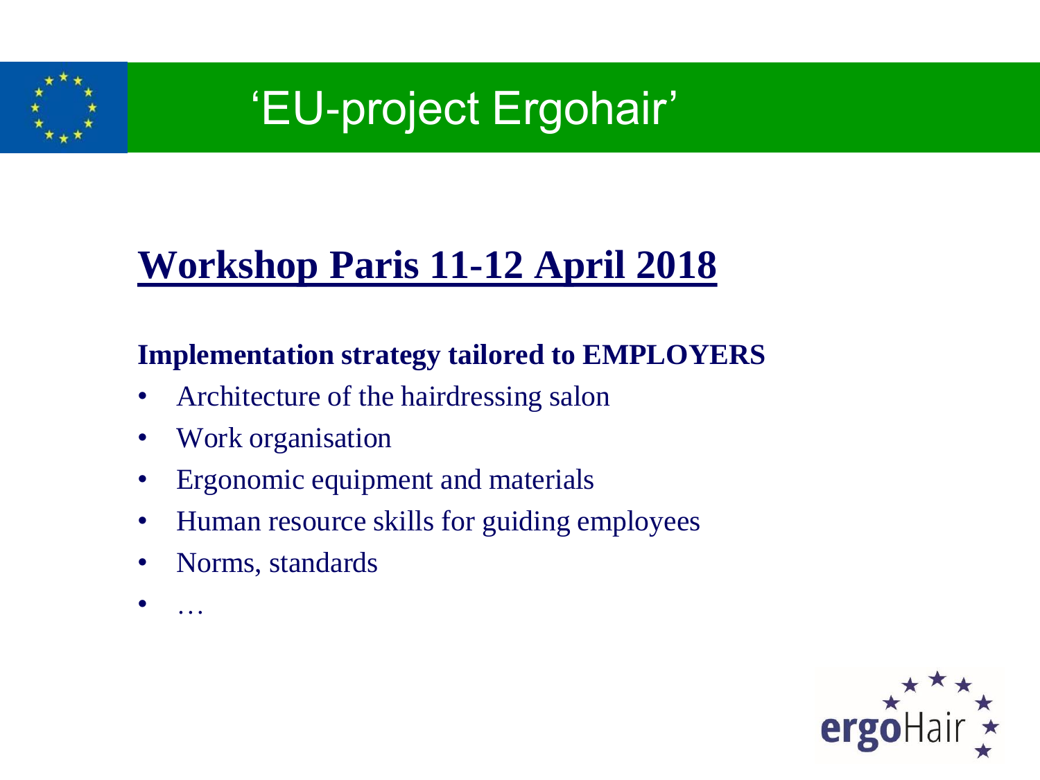# 'EU-project Ergohair'

## Workshop Paris 11-12 April 2018

**Implementation strategy tailored to EMPLOYERS**

- Architecture of the hairdressing salon
- Work organisation
- Ergonomic equipment and materials
- Human resource skills for guiding employees
- Norms, standards
- …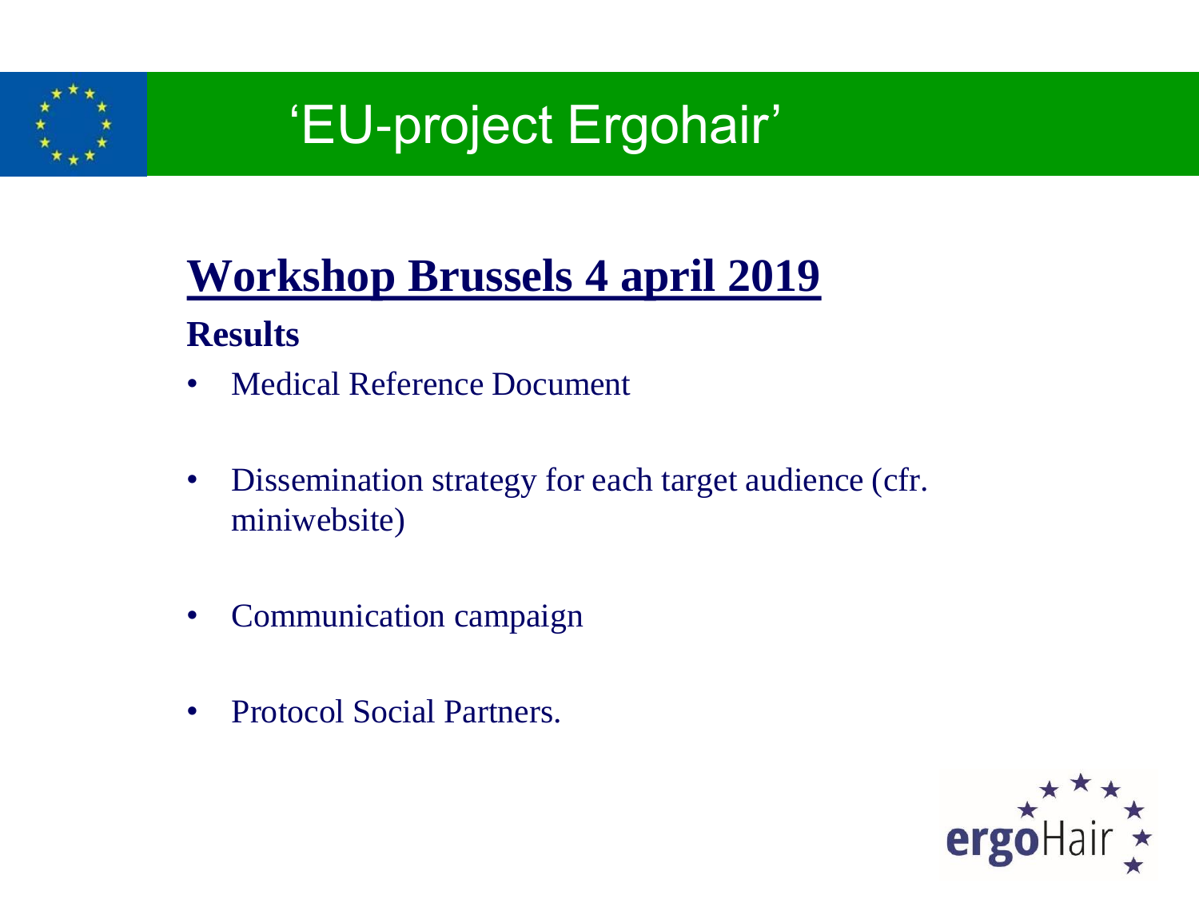# 'EU-project Ergohair'

## Workshop Brussels 4 april 2019

**Results**

- Medical Reference Document
- Dissemination strategy for each target audience (cfr. miniwebsite)
- Communication campaign
- Protocol Social Partners.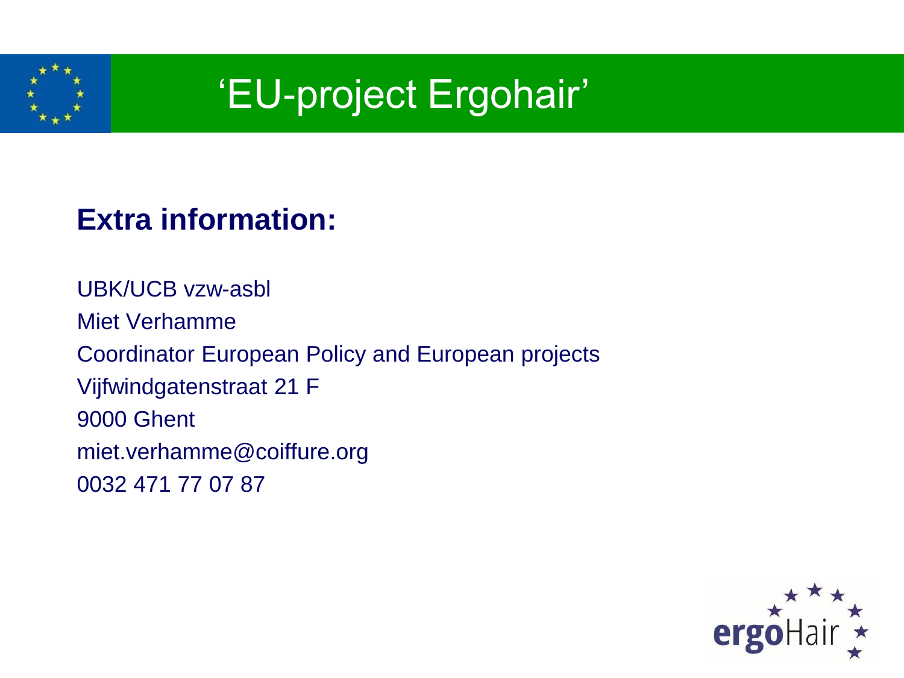# ‘EU-project Ergohair’

## Extra information:

UBK/UCB vzw-asbl

Miet Verhamme

Coordinator European Policy and European projects

Vijfwindgatenstraat 21 F

9000 Ghent

miet.verhamme@coiffure.org

0032 471 77 07 87